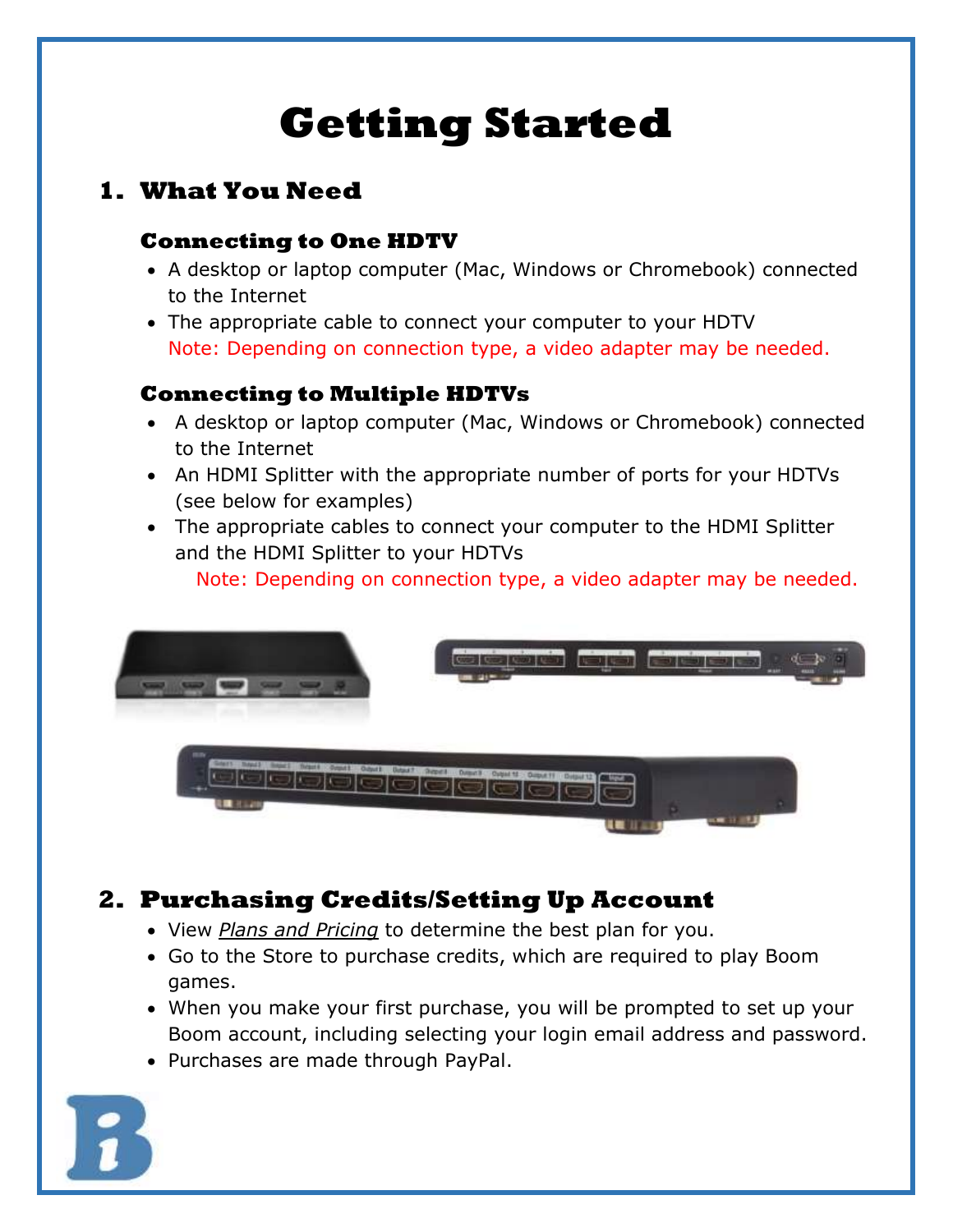# Getting Started

## 1. What You Need

### Connecting to One HDTV

- A desktop or laptop computer (Mac, Windows or Chromebook) connected to the Internet
- The appropriate cable to connect your computer to your HDTV
  Note: Depending on connection type, a video adapter may be needed.

### Connecting to Multiple HDTVs

- A desktop or laptop computer (Mac, Windows or Chromebook) connected to the Internet
- An HDMI Splitter with the appropriate number of ports for your HDTVs (see below for examples)
- The appropriate cables to connect your computer to the HDMI Splitter and the HDMI Splitter to your HDTVs
  Note: Depending on connection type, a video adapter may be needed.

## 2. Purchasing Credits/Setting Up Account

- View *Plans and Pricing* to determine the best plan for you.
- Go to the Store to purchase credits, which are required to play Boom games.
- When you make your first purchase, you will be prompted to set up your Boom account, including selecting your login email address and password.
- Purchases are made through PayPal.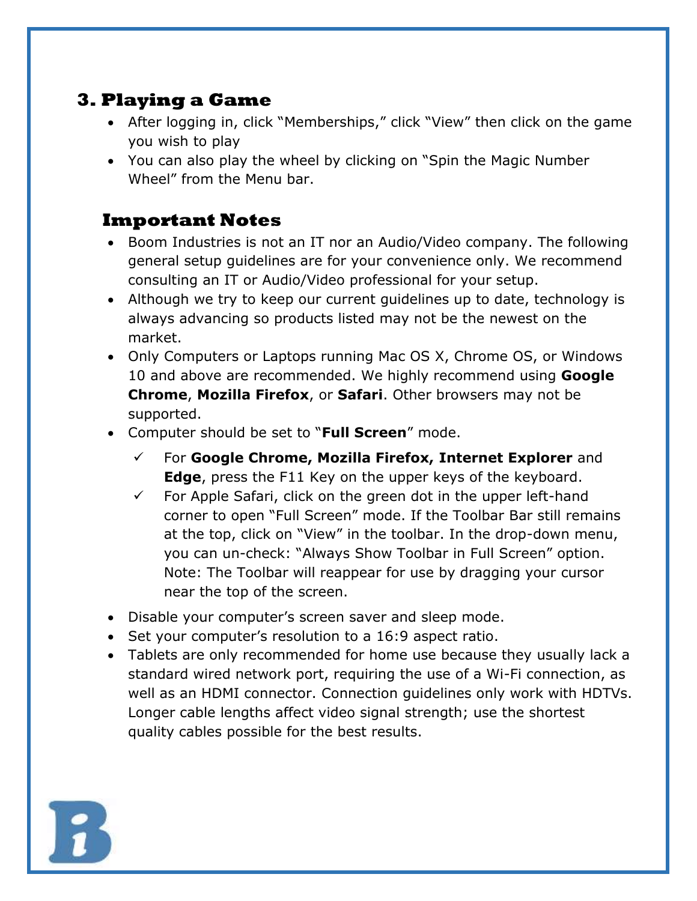## 3. Playing a Game

- After logging in, click "Memberships," click "View" then click on the game you wish to play
- You can also play the wheel by clicking on "Spin the Magic Number Wheel" from the Menu bar.

### Important Notes

- Boom Industries is not an IT nor an Audio/Video company. The following general setup guidelines are for your convenience only. We recommend consulting an IT or Audio/Video professional for your setup.
- Although we try to keep our current guidelines up to date, technology is always advancing so products listed may not be the newest on the market.
- Only Computers or Laptops running Mac OS X, Chrome OS, or Windows 10 and above are recommended. We highly recommend using **Google Chrome**, **Mozilla Firefox**, or **Safari**. Other browsers may not be supported.
- Computer should be set to "**Full Screen**" mode.
  - ✓ For **Google Chrome, Mozilla Firefox, Internet Explorer** and **Edge**, press the F11 Key on the upper keys of the keyboard.
  - ✓ For Apple Safari, click on the green dot in the upper left-hand corner to open "Full Screen" mode. If the Toolbar Bar still remains at the top, click on "View" in the toolbar. In the drop-down menu, you can un-check: "Always Show Toolbar in Full Screen" option. Note: The Toolbar will reappear for use by dragging your cursor near the top of the screen.
- Disable your computer's screen saver and sleep mode.
- Set your computer's resolution to a 16:9 aspect ratio.
- Tablets are only recommended for home use because they usually lack a standard wired network port, requiring the use of a Wi-Fi connection, as well as an HDMI connector. Connection guidelines only work with HDTVs. Longer cable lengths affect video signal strength; use the shortest quality cables possible for the best results.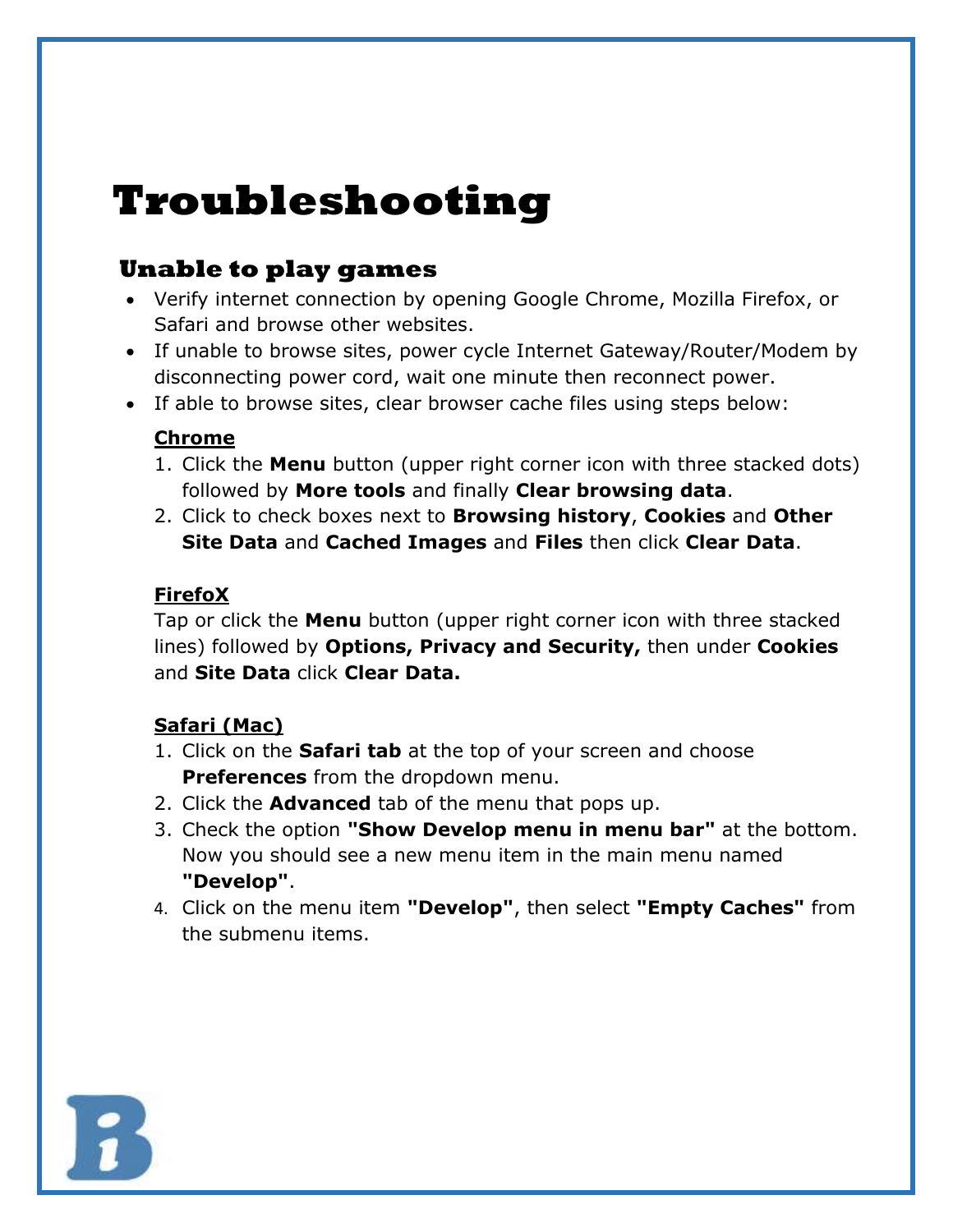# Troubleshooting

## Unable to play games

- Verify internet connection by opening Google Chrome, Mozilla Firefox, or Safari and browse other websites.
- If unable to browse sites, power cycle Internet Gateway/Router/Modem by disconnecting power cord, wait one minute then reconnect power.
- If able to browse sites, clear browser cache files using steps below:

**Chrome**

1. Click the **Menu** button (upper right corner icon with three stacked dots) followed by **More tools** and finally **Clear browsing data**.
2. Click to check boxes next to **Browsing history**, **Cookies** and **Other Site Data** and **Cached Images** and **Files** then click **Clear Data**.

**FirefoX**

Tap or click the **Menu** button (upper right corner icon with three stacked lines) followed by **Options, Privacy and Security,** then under **Cookies** and **Site Data** click **Clear Data.**

**Safari (Mac)**

1. Click on the **Safari tab** at the top of your screen and choose **Preferences** from the dropdown menu.
2. Click the **Advanced** tab of the menu that pops up.
3. Check the option **"Show Develop menu in menu bar"** at the bottom. Now you should see a new menu item in the main menu named **"Develop"**.
4. Click on the menu item **"Develop"**, then select **"Empty Caches"** from the submenu items.